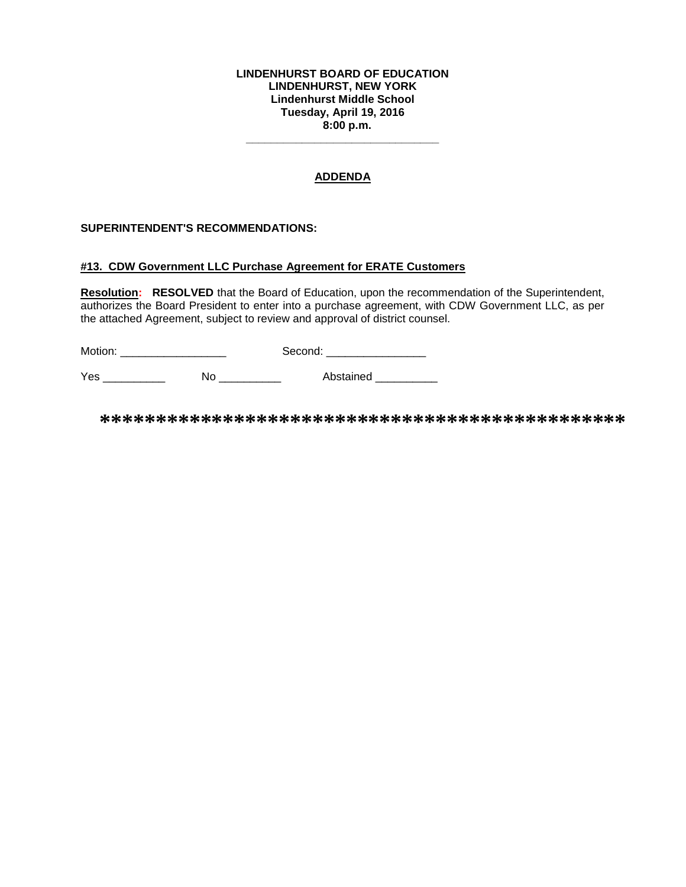**LINDENHURST BOARD OF EDUCATION**
**LINDENHURST, NEW YORK**
**Lindenhurst Middle School**
**Tuesday, April 19, 2016**
**8:00 p.m.**

---

## ADDENDA

**SUPERINTENDENT'S RECOMMENDATIONS:**

### #13. CDW Government LLC Purchase Agreement for ERATE Customers

**Resolution:** **RESOLVED** that the Board of Education, upon the recommendation of the Superintendent, authorizes the Board President to enter into a purchase agreement, with CDW Government LLC, as per the attached Agreement, subject to review and approval of district counsel.

Motion: _________________ Second: ________________

Yes __________ No __________ Abstained __________

**********************************************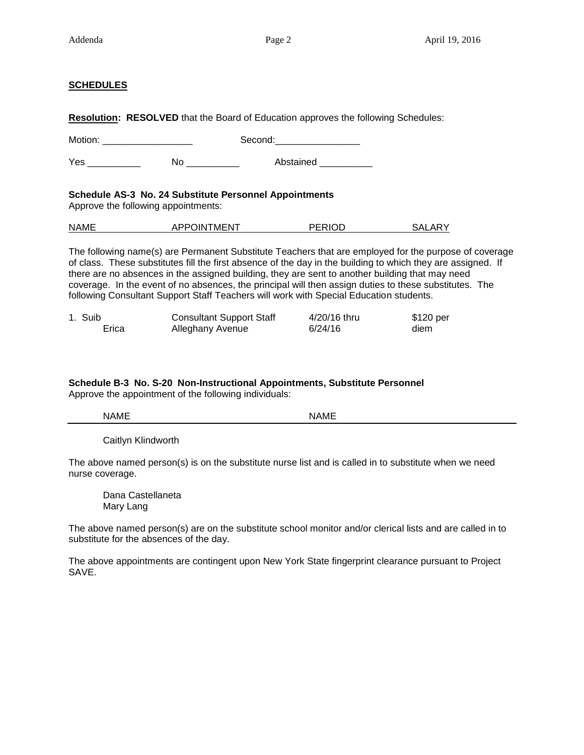## SCHEDULES

**Resolution: RESOLVED** that the Board of Education approves the following Schedules:

Motion: _________________ Second:________________

Yes __________ No __________ Abstained __________

**Schedule AS-3 No. 24 Substitute Personnel Appointments**
Approve the following appointments:

| NAME | APPOINTMENT | PERIOD | SALARY |
|---|---|---|---|

The following name(s) are Permanent Substitute Teachers that are employed for the purpose of coverage of class. These substitutes fill the first absence of the day in the building to which they are assigned. If there are no absences in the assigned building, they are sent to another building that may need coverage. In the event of no absences, the principal will then assign duties to these substitutes. The following Consultant Support Staff Teachers will work with Special Education students.

| NAME | APPOINTMENT | PERIOD | SALARY |
|---|---|---|---|
| 1. Suib Erica | Consultant Support Staff Alleghany Avenue | 4/20/16 thru 6/24/16 | $120 per diem |

**Schedule B-3 No. S-20 Non-Instructional Appointments, Substitute Personnel**
Approve the appointment of the following individuals:

| NAME | NAME |
|---|---|
| Caitlyn Klindworth | |

The above named person(s) is on the substitute nurse list and is called in to substitute when we need nurse coverage.

Dana Castellaneta
Mary Lang

The above named person(s) are on the substitute school monitor and/or clerical lists and are called in to substitute for the absences of the day.

The above appointments are contingent upon New York State fingerprint clearance pursuant to Project SAVE.